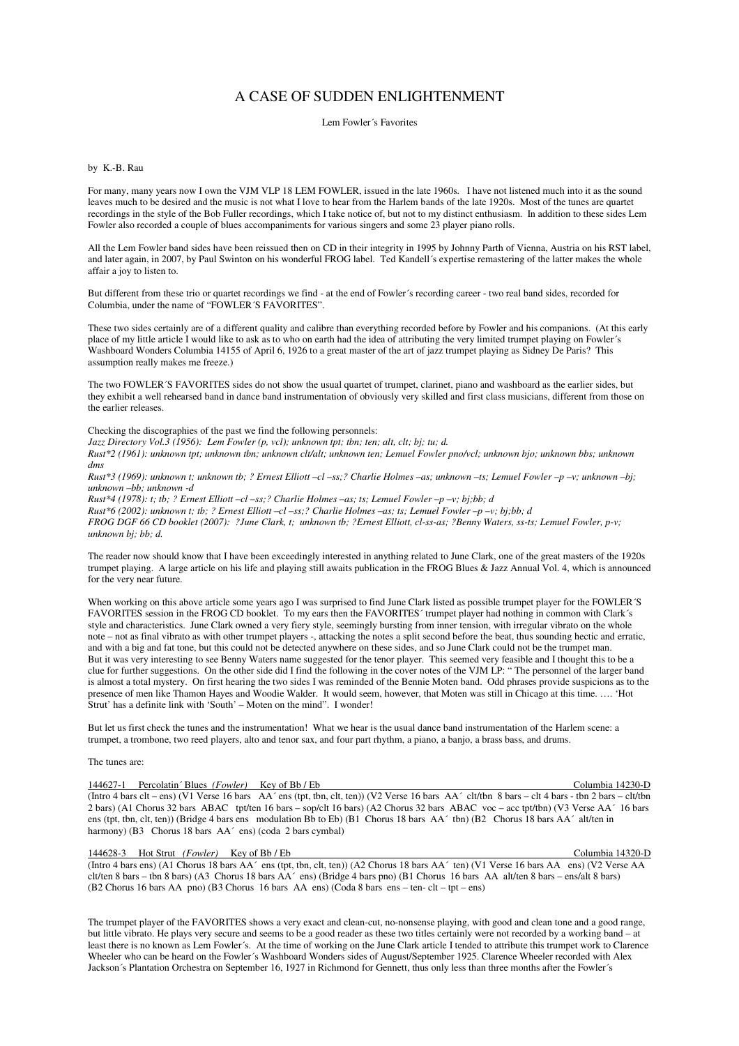# A CASE OF SUDDEN ENLIGHTENMENT

Lem Fowler´s Favorites

by K.-B. Rau

For many, many years now I own the VJM VLP 18 LEM FOWLER, issued in the late 1960s. I have not listened much into it as the sound leaves much to be desired and the music is not what I love to hear from the Harlem bands of the late 1920s. Most of the tunes are quartet recordings in the style of the Bob Fuller recordings, which I take notice of, but not to my distinct enthusiasm. In addition to these sides Lem Fowler also recorded a couple of blues accompaniments for various singers and some 23 player piano rolls.

All the Lem Fowler band sides have been reissued then on CD in their integrity in 1995 by Johnny Parth of Vienna, Austria on his RST label, and later again, in 2007, by Paul Swinton on his wonderful FROG label. Ted Kandell´s expertise remastering of the latter makes the whole affair a joy to listen to.

But different from these trio or quartet recordings we find - at the end of Fowler´s recording career - two real band sides, recorded for Columbia, under the name of "FOWLER´S FAVORITES".

These two sides certainly are of a different quality and calibre than everything recorded before by Fowler and his companions. (At this early place of my little article I would like to ask as to who on earth had the idea of attributing the very limited trumpet playing on Fowler´s Washboard Wonders Columbia 14155 of April 6, 1926 to a great master of the art of jazz trumpet playing as Sidney De Paris? This assumption really makes me freeze.)

The two FOWLER´S FAVORITES sides do not show the usual quartet of trumpet, clarinet, piano and washboard as the earlier sides, but they exhibit a well rehearsed band in dance band instrumentation of obviously very skilled and first class musicians, different from those on the earlier releases.

Checking the discographies of the past we find the following personnels:
*Jazz Directory Vol.3 (1956): Lem Fowler (p, vcl); unknown tpt; tbn; ten; alt, clt; bj; tu; d.*
*Rust*2 (1961): unknown tpt; unknown tbn; unknown clt/alt; unknown ten; Lemuel Fowler pno/vcl; unknown bjo; unknown bbs; unknown dms*
*Rust*3 (1969): unknown t; unknown tb; ? Ernest Elliott –cl –ss;? Charlie Holmes –as; unknown –ts; Lemuel Fowler –p –v; unknown –bj; unknown –bb; unknown -d*
*Rust*4 (1978): t; tb; ? Ernest Elliott –cl –ss;? Charlie Holmes –as; ts; Lemuel Fowler –p –v; bj;bb; d*
*Rust*6 (2002): unknown t; tb; ? Ernest Elliott –cl –ss;? Charlie Holmes –as; ts; Lemuel Fowler –p –v; bj;bb; d*
*FROG DGF 66 CD booklet (2007): ?June Clark, t; unknown tb; ?Ernest Elliott, cl-ss-as; ?Benny Waters, ss-ts; Lemuel Fowler, p-v; unknown bj; bb; d.*

The reader now should know that I have been exceedingly interested in anything related to June Clark, one of the great masters of the 1920s trumpet playing. A large article on his life and playing still awaits publication in the FROG Blues & Jazz Annual Vol. 4, which is announced for the very near future.

When working on this above article some years ago I was surprised to find June Clark listed as possible trumpet player for the FOWLER´S FAVORITES session in the FROG CD booklet. To my ears then the FAVORITES´ trumpet player had nothing in common with Clark´s style and characteristics. June Clark owned a very fiery style, seemingly bursting from inner tension, with irregular vibrato on the whole note – not as final vibrato as with other trumpet players -, attacking the notes a split second before the beat, thus sounding hectic and erratic, and with a big and fat tone, but this could not be detected anywhere on these sides, and so June Clark could not be the trumpet man.
But it was very interesting to see Benny Waters name suggested for the tenor player. This seemed very feasible and I thought this to be a clue for further suggestions. On the other side did I find the following in the cover notes of the VJM LP: " The personnel of the larger band is almost a total mystery. On first hearing the two sides I was reminded of the Bennie Moten band. Odd phrases provide suspicions as to the presence of men like Thamon Hayes and Woodie Walder. It would seem, however, that Moten was still in Chicago at this time. …. 'Hot Strut' has a definite link with 'South' – Moten on the mind". I wonder!

But let us first check the tunes and the instrumentation! What we hear is the usual dance band instrumentation of the Harlem scene: a trumpet, a trombone, two reed players, alto and tenor sax, and four part rhythm, a piano, a banjo, a brass bass, and drums.

The tunes are:

144627-1 Percolatin´ Blues *(Fowler)* Key of Bb / Eb Columbia 14230-D
(Intro 4 bars clt – ens) (V1 Verse 16 bars AA´ ens (tpt, tbn, clt, ten)) (V2 Verse 16 bars AA´ clt/tbn 8 bars – clt 4 bars - tbn 2 bars – clt/tbn 2 bars) (A1 Chorus 32 bars ABAC tpt/ten 16 bars – sop/clt 16 bars) (A2 Chorus 32 bars ABAC voc – acc tpt/tbn) (V3 Verse AA´ 16 bars ens (tpt, tbn, clt, ten)) (Bridge 4 bars ens modulation Bb to Eb) (B1 Chorus 18 bars AA´ tbn) (B2 Chorus 18 bars AA´ alt/ten in harmony) (B3 Chorus 18 bars AA´ ens) (coda 2 bars cymbal)

144628-3 Hot Strut *(Fowler)* Key of Bb / Eb Columbia 14320-D
(Intro 4 bars ens) (A1 Chorus 18 bars AA´ ens (tpt, tbn, clt, ten)) (A2 Chorus 18 bars AA´ ten) (V1 Verse 16 bars AA ens) (V2 Verse AA clt/ten 8 bars – tbn 8 bars) (A3 Chorus 18 bars AA´ ens) (Bridge 4 bars pno) (B1 Chorus 16 bars AA alt/ten 8 bars – ens/alt 8 bars) (B2 Chorus 16 bars AA pno) (B3 Chorus 16 bars AA ens) (Coda 8 bars ens – ten- clt – tpt – ens)

The trumpet player of the FAVORITES shows a very exact and clean-cut, no-nonsense playing, with good and clean tone and a good range, but little vibrato. He plays very secure and seems to be a good reader as these two titles certainly were not recorded by a working band – at least there is no known as Lem Fowler´s. At the time of working on the June Clark article I tended to attribute this trumpet work to Clarence Wheeler who can be heard on the Fowler´s Washboard Wonders sides of August/September 1925. Clarence Wheeler recorded with Alex Jackson´s Plantation Orchestra on September 16, 1927 in Richmond for Gennett, thus only less than three months after the Fowler´s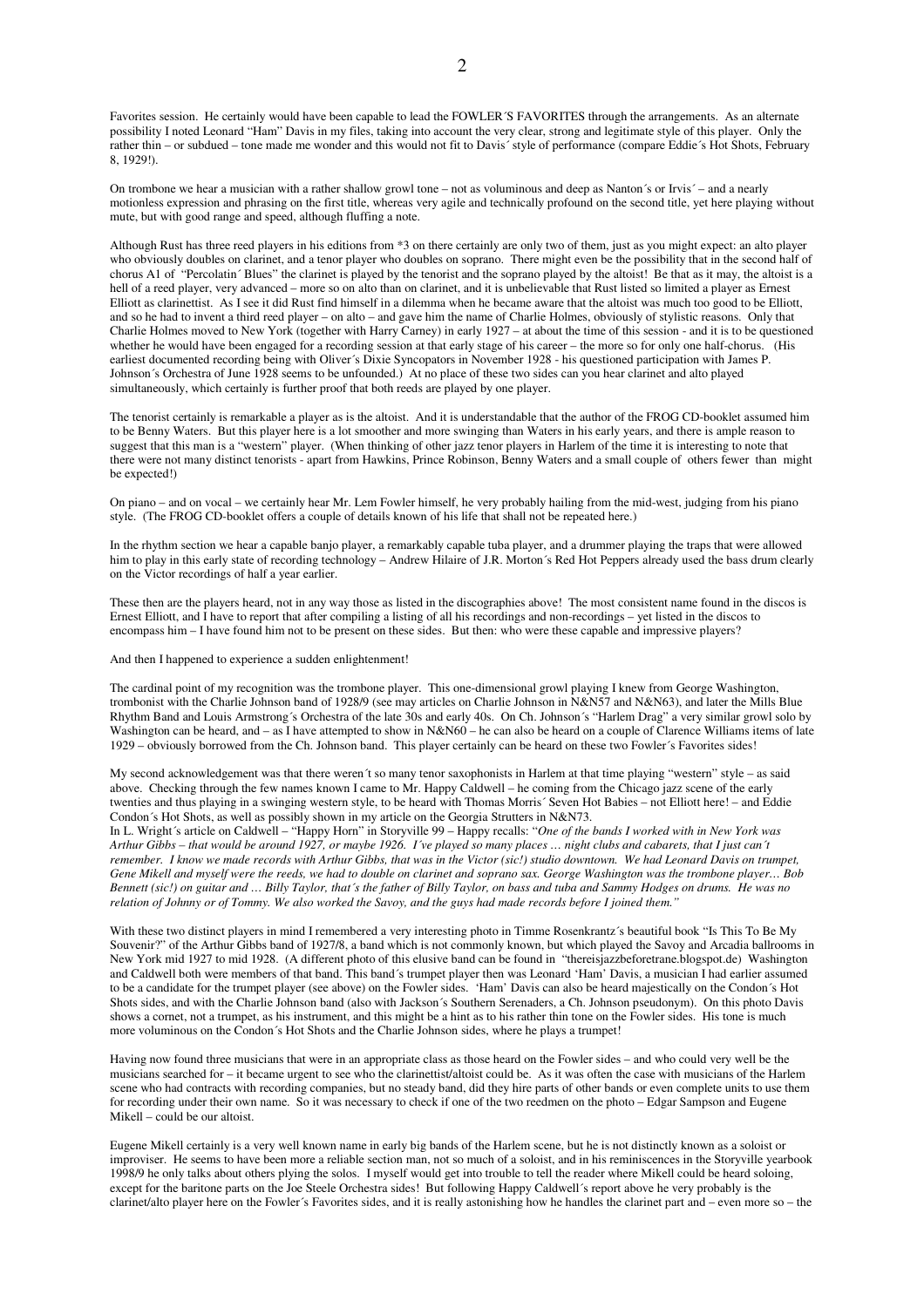Favorites session. He certainly would have been capable to lead the FOWLER´S FAVORITES through the arrangements. As an alternate possibility I noted Leonard "Ham" Davis in my files, taking into account the very clear, strong and legitimate style of this player. Only the rather thin – or subdued – tone made me wonder and this would not fit to Davis´ style of performance (compare Eddie´s Hot Shots, February 8, 1929!).

On trombone we hear a musician with a rather shallow growl tone – not as voluminous and deep as Nanton´s or Irvis´ – and a nearly motionless expression and phrasing on the first title, whereas very agile and technically profound on the second title, yet here playing without mute, but with good range and speed, although fluffing a note.

Although Rust has three reed players in his editions from *3 on there certainly are only two of them, just as you might expect: an alto player who obviously doubles on clarinet, and a tenor player who doubles on soprano. There might even be the possibility that in the second half of chorus A1 of "Percolatin´ Blues" the clarinet is played by the tenorist and the soprano played by the altoist! Be that as it may, the altoist is a hell of a reed player, very advanced – more so on alto than on clarinet, and it is unbelievable that Rust listed so limited a player as Ernest Elliott as clarinettist. As I see it did Rust find himself in a dilemma when he became aware that the altoist was much too good to be Elliott, and so he had to invent a third reed player – on alto – and gave him the name of Charlie Holmes, obviously of stylistic reasons. Only that Charlie Holmes moved to New York (together with Harry Carney) in early 1927 – at about the time of this session - and it is to be questioned whether he would have been engaged for a recording session at that early stage of his career – the more so for only one half-chorus. (His earliest documented recording being with Oliver´s Dixie Syncopators in November 1928 - his questioned participation with James P. Johnson´s Orchestra of June 1928 seems to be unfounded.) At no place of these two sides can you hear clarinet and alto played simultaneously, which certainly is further proof that both reeds are played by one player.

The tenorist certainly is remarkable a player as is the altoist. And it is understandable that the author of the FROG CD-booklet assumed him to be Benny Waters. But this player here is a lot smoother and more swinging than Waters in his early years, and there is ample reason to suggest that this man is a "western" player. (When thinking of other jazz tenor players in Harlem of the time it is interesting to note that there were not many distinct tenorists - apart from Hawkins, Prince Robinson, Benny Waters and a small couple of others fewer than might be expected!)

On piano – and on vocal – we certainly hear Mr. Lem Fowler himself, he very probably hailing from the mid-west, judging from his piano style. (The FROG CD-booklet offers a couple of details known of his life that shall not be repeated here.)

In the rhythm section we hear a capable banjo player, a remarkably capable tuba player, and a drummer playing the traps that were allowed him to play in this early state of recording technology – Andrew Hilaire of J.R. Morton´s Red Hot Peppers already used the bass drum clearly on the Victor recordings of half a year earlier.

These then are the players heard, not in any way those as listed in the discographies above! The most consistent name found in the discos is Ernest Elliott, and I have to report that after compiling a listing of all his recordings and non-recordings – yet listed in the discos to encompass him – I have found him not to be present on these sides. But then: who were these capable and impressive players?

And then I happened to experience a sudden enlightenment!

The cardinal point of my recognition was the trombone player. This one-dimensional growl playing I knew from George Washington, trombonist with the Charlie Johnson band of 1928/9 (see may articles on Charlie Johnson in N&N57 and N&N63), and later the Mills Blue Rhythm Band and Louis Armstrong´s Orchestra of the late 30s and early 40s. On Ch. Johnson´s "Harlem Drag" a very similar growl solo by Washington can be heard, and – as I have attempted to show in N&N60 – he can also be heard on a couple of Clarence Williams items of late 1929 – obviously borrowed from the Ch. Johnson band. This player certainly can be heard on these two Fowler´s Favorites sides!

My second acknowledgement was that there weren´t so many tenor saxophonists in Harlem at that time playing "western" style – as said above. Checking through the few names known I came to Mr. Happy Caldwell – he coming from the Chicago jazz scene of the early twenties and thus playing in a swinging western style, to be heard with Thomas Morris´ Seven Hot Babies – not Elliott here! – and Eddie Condon´s Hot Shots, as well as possibly shown in my article on the Georgia Strutters in N&N73.
In L. Wright´s article on Caldwell – "Happy Horn" in Storyville 99 – Happy recalls: "*One of the bands I worked with in New York was Arthur Gibbs – that would be around 1927, or maybe 1926. I´ve played so many places … night clubs and cabarets, that I just can´t remember. I know we made records with Arthur Gibbs, that was in the Victor (sic!) studio downtown. We had Leonard Davis on trumpet, Gene Mikell and myself were the reeds, we had to double on clarinet and soprano sax. George Washington was the trombone player… Bob Bennett (sic!) on guitar and … Billy Taylor, that´s the father of Billy Taylor, on bass and tuba and Sammy Hodges on drums. He was no relation of Johnny or of Tommy. We also worked the Savoy, and the guys had made records before I joined them.*"

With these two distinct players in mind I remembered a very interesting photo in Timme Rosenkrantz´s beautiful book "Is This To Be My Souvenir?" of the Arthur Gibbs band of 1927/8, a band which is not commonly known, but which played the Savoy and Arcadia ballrooms in New York mid 1927 to mid 1928. (A different photo of this elusive band can be found in "thereisjazzbeforetrane.blogspot.de) Washington and Caldwell both were members of that band. This band´s trumpet player then was Leonard 'Ham' Davis, a musician I had earlier assumed to be a candidate for the trumpet player (see above) on the Fowler sides. 'Ham' Davis can also be heard majestically on the Condon´s Hot Shots sides, and with the Charlie Johnson band (also with Jackson´s Southern Serenaders, a Ch. Johnson pseudonym). On this photo Davis shows a cornet, not a trumpet, as his instrument, and this might be a hint as to his rather thin tone on the Fowler sides. His tone is much more voluminous on the Condon´s Hot Shots and the Charlie Johnson sides, where he plays a trumpet!

Having now found three musicians that were in an appropriate class as those heard on the Fowler sides – and who could very well be the musicians searched for – it became urgent to see who the clarinettist/altoist could be. As it was often the case with musicians of the Harlem scene who had contracts with recording companies, but no steady band, did they hire parts of other bands or even complete units to use them for recording under their own name. So it was necessary to check if one of the two reedmen on the photo – Edgar Sampson and Eugene Mikell – could be our altoist.

Eugene Mikell certainly is a very well known name in early big bands of the Harlem scene, but he is not distinctly known as a soloist or improviser. He seems to have been more a reliable section man, not so much of a soloist, and in his reminiscences in the Storyville yearbook 1998/9 he only talks about others plying the solos. I myself would get into trouble to tell the reader where Mikell could be heard soloing, except for the baritone parts on the Joe Steele Orchestra sides! But following Happy Caldwell´s report above he very probably is the clarinet/alto player here on the Fowler´s Favorites sides, and it is really astonishing how he handles the clarinet part and – even more so – the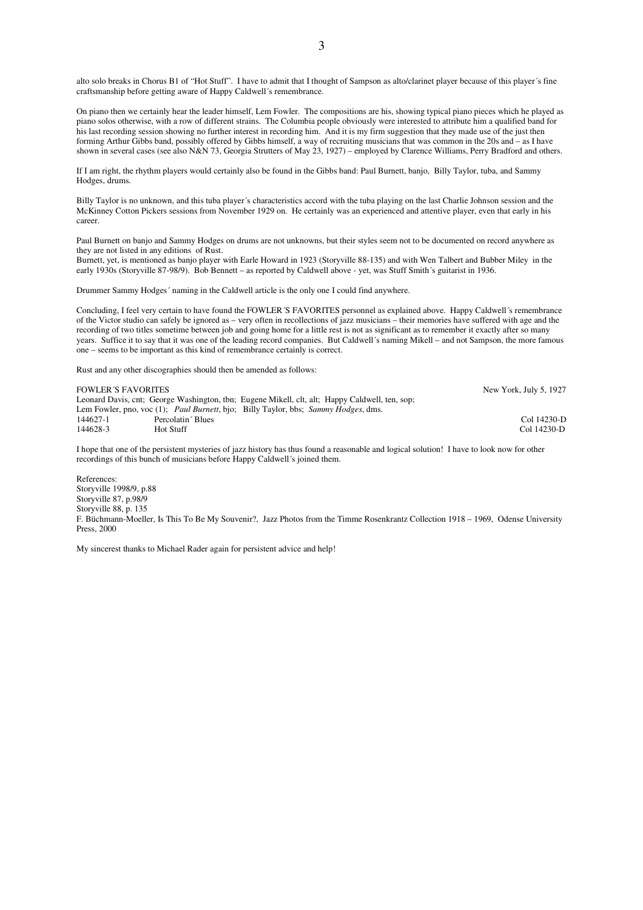alto solo breaks in Chorus B1 of "Hot Stuff". I have to admit that I thought of Sampson as alto/clarinet player because of this player´s fine craftsmanship before getting aware of Happy Caldwell´s remembrance.

On piano then we certainly hear the leader himself, Lem Fowler. The compositions are his, showing typical piano pieces which he played as piano solos otherwise, with a row of different strains. The Columbia people obviously were interested to attribute him a qualified band for his last recording session showing no further interest in recording him. And it is my firm suggestion that they made use of the just then forming Arthur Gibbs band, possibly offered by Gibbs himself, a way of recruiting musicians that was common in the 20s and – as I have shown in several cases (see also N&N 73, Georgia Strutters of May 23, 1927) – employed by Clarence Williams, Perry Bradford and others.

If I am right, the rhythm players would certainly also be found in the Gibbs band: Paul Burnett, banjo, Billy Taylor, tuba, and Sammy Hodges, drums.

Billy Taylor is no unknown, and this tuba player´s characteristics accord with the tuba playing on the last Charlie Johnson session and the McKinney Cotton Pickers sessions from November 1929 on. He certainly was an experienced and attentive player, even that early in his career.

Paul Burnett on banjo and Sammy Hodges on drums are not unknowns, but their styles seem not to be documented on record anywhere as they are not listed in any editions of Rust.
Burnett, yet, is mentioned as banjo player with Earle Howard in 1923 (Storyville 88-135) and with Wen Talbert and Bubber Miley in the early 1930s (Storyville 87-98/9). Bob Bennett – as reported by Caldwell above - yet, was Stuff Smith´s guitarist in 1936.

Drummer Sammy Hodges´ naming in the Caldwell article is the only one I could find anywhere.

Concluding, I feel very certain to have found the FOWLER´S FAVORITES personnel as explained above. Happy Caldwell´s remembrance of the Victor studio can safely be ignored as – very often in recollections of jazz musicians – their memories have suffered with age and the recording of two titles sometime between job and going home for a little rest is not as significant as to remember it exactly after so many years. Suffice it to say that it was one of the leading record companies. But Caldwell´s naming Mikell – and not Sampson, the more famous one – seems to be important as this kind of remembrance certainly is correct.

Rust and any other discographies should then be amended as follows:

FOWLER´S FAVORITES — New York, July 5, 1927
Leonard Davis, cnt; George Washington, tbn; Eugene Mikell, clt, alt; Happy Caldwell, ten, sop;
Lem Fowler, pno, voc (1); *Paul Burnett*, bjo; Billy Taylor, bbs; *Sammy Hodges*, dms.

| | | |
|---|---|---|
| 144627-1 | Percolatin´ Blues | Col 14230-D |
| 144628-3 | Hot Stuff | Col 14230-D |

I hope that one of the persistent mysteries of jazz history has thus found a reasonable and logical solution! I have to look now for other recordings of this bunch of musicians before Happy Caldwell´s joined them.

References:
Storyville 1998/9, p.88
Storyville 87, p.98/9
Storyville 88, p. 135
F. Büchmann-Moeller, Is This To Be My Souvenir?, Jazz Photos from the Timme Rosenkrantz Collection 1918 – 1969, Odense University Press, 2000

My sincerest thanks to Michael Rader again for persistent advice and help!